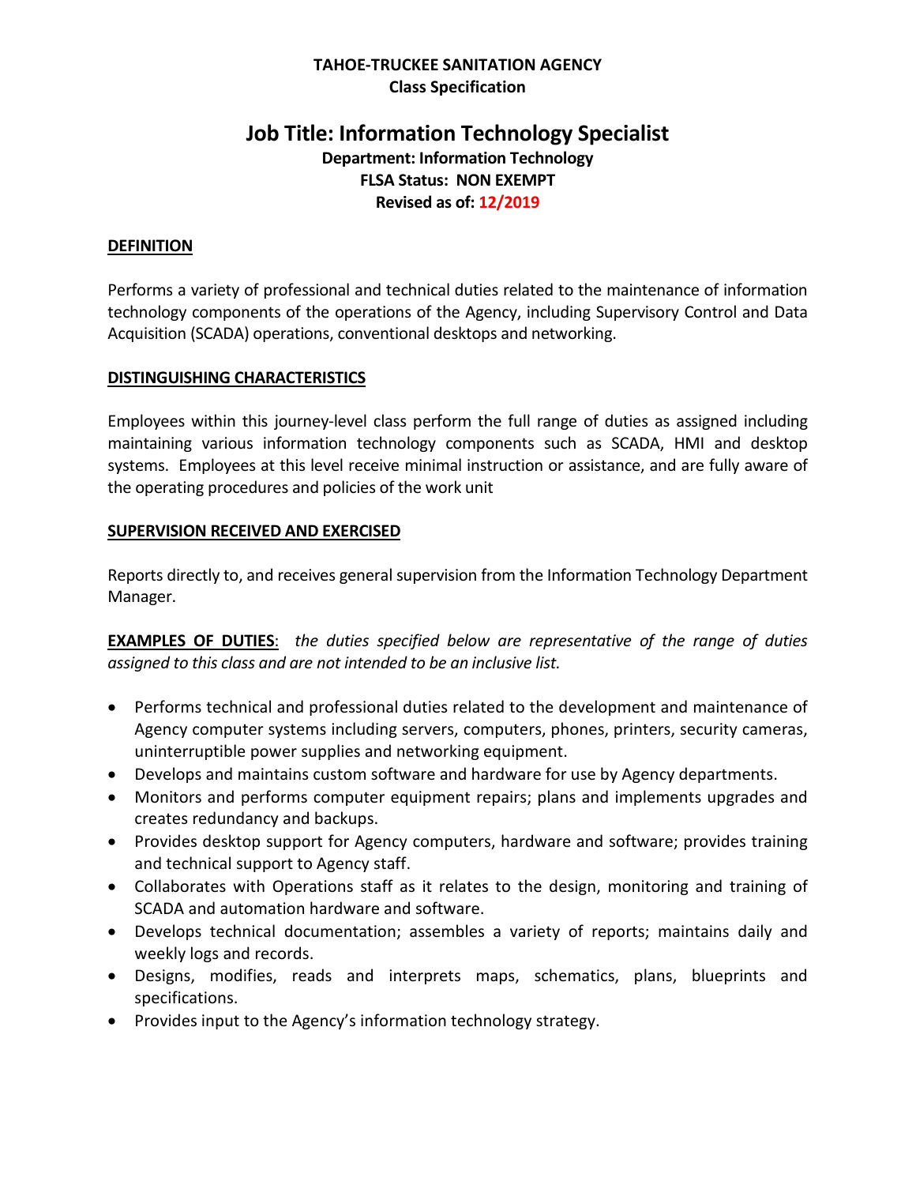**TAHOE-TRUCKEE SANITATION AGENCY**
**Class Specification**

# Job Title: Information Technology Specialist

**Department: Information Technology**
**FLSA Status: NON EXEMPT**
**Revised as of: 12/2019**

## DEFINITION

Performs a variety of professional and technical duties related to the maintenance of information technology components of the operations of the Agency, including Supervisory Control and Data Acquisition (SCADA) operations, conventional desktops and networking.

## DISTINGUISHING CHARACTERISTICS

Employees within this journey-level class perform the full range of duties as assigned including maintaining various information technology components such as SCADA, HMI and desktop systems. Employees at this level receive minimal instruction or assistance, and are fully aware of the operating procedures and policies of the work unit

## SUPERVISION RECEIVED AND EXERCISED

Reports directly to, and receives general supervision from the Information Technology Department Manager.

**EXAMPLES OF DUTIES**: *the duties specified below are representative of the range of duties assigned to this class and are not intended to be an inclusive list.*

- Performs technical and professional duties related to the development and maintenance of Agency computer systems including servers, computers, phones, printers, security cameras, uninterruptible power supplies and networking equipment.
- Develops and maintains custom software and hardware for use by Agency departments.
- Monitors and performs computer equipment repairs; plans and implements upgrades and creates redundancy and backups.
- Provides desktop support for Agency computers, hardware and software; provides training and technical support to Agency staff.
- Collaborates with Operations staff as it relates to the design, monitoring and training of SCADA and automation hardware and software.
- Develops technical documentation; assembles a variety of reports; maintains daily and weekly logs and records.
- Designs, modifies, reads and interprets maps, schematics, plans, blueprints and specifications.
- Provides input to the Agency's information technology strategy.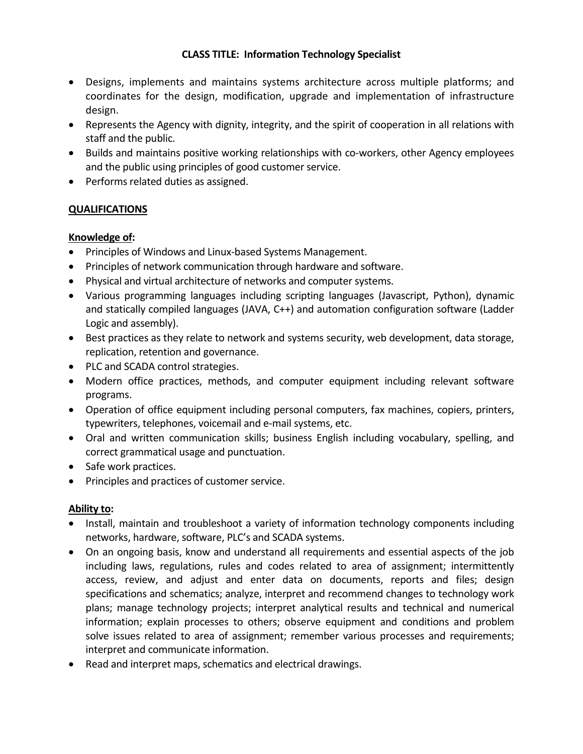**CLASS TITLE: Information Technology Specialist**

- Designs, implements and maintains systems architecture across multiple platforms; and coordinates for the design, modification, upgrade and implementation of infrastructure design.
- Represents the Agency with dignity, integrity, and the spirit of cooperation in all relations with staff and the public.
- Builds and maintains positive working relationships with co-workers, other Agency employees and the public using principles of good customer service.
- Performs related duties as assigned.

## QUALIFICATIONS

### Knowledge of:

- Principles of Windows and Linux-based Systems Management.
- Principles of network communication through hardware and software.
- Physical and virtual architecture of networks and computer systems.
- Various programming languages including scripting languages (Javascript, Python), dynamic and statically compiled languages (JAVA, C++) and automation configuration software (Ladder Logic and assembly).
- Best practices as they relate to network and systems security, web development, data storage, replication, retention and governance.
- PLC and SCADA control strategies.
- Modern office practices, methods, and computer equipment including relevant software programs.
- Operation of office equipment including personal computers, fax machines, copiers, printers, typewriters, telephones, voicemail and e-mail systems, etc.
- Oral and written communication skills; business English including vocabulary, spelling, and correct grammatical usage and punctuation.
- Safe work practices.
- Principles and practices of customer service.

### Ability to:

- Install, maintain and troubleshoot a variety of information technology components including networks, hardware, software, PLC's and SCADA systems.
- On an ongoing basis, know and understand all requirements and essential aspects of the job including laws, regulations, rules and codes related to area of assignment; intermittently access, review, and adjust and enter data on documents, reports and files; design specifications and schematics; analyze, interpret and recommend changes to technology work plans; manage technology projects; interpret analytical results and technical and numerical information; explain processes to others; observe equipment and conditions and problem solve issues related to area of assignment; remember various processes and requirements; interpret and communicate information.
- Read and interpret maps, schematics and electrical drawings.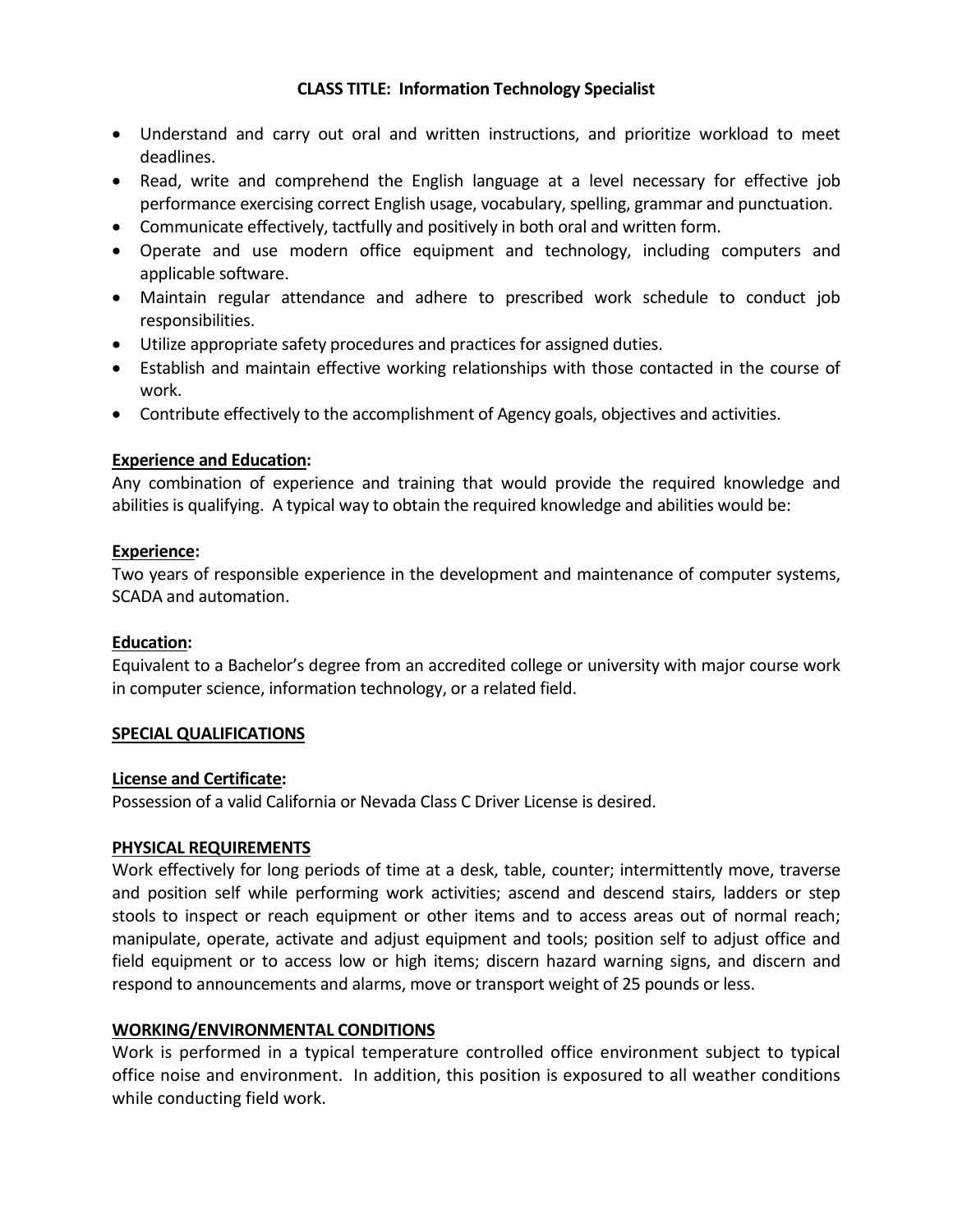**CLASS TITLE: Information Technology Specialist**

- Understand and carry out oral and written instructions, and prioritize workload to meet deadlines.
- Read, write and comprehend the English language at a level necessary for effective job performance exercising correct English usage, vocabulary, spelling, grammar and punctuation.
- Communicate effectively, tactfully and positively in both oral and written form.
- Operate and use modern office equipment and technology, including computers and applicable software.
- Maintain regular attendance and adhere to prescribed work schedule to conduct job responsibilities.
- Utilize appropriate safety procedures and practices for assigned duties.
- Establish and maintain effective working relationships with those contacted in the course of work.
- Contribute effectively to the accomplishment of Agency goals, objectives and activities.

**Experience and Education:**
Any combination of experience and training that would provide the required knowledge and abilities is qualifying. A typical way to obtain the required knowledge and abilities would be:

**Experience:**
Two years of responsible experience in the development and maintenance of computer systems, SCADA and automation.

**Education:**
Equivalent to a Bachelor's degree from an accredited college or university with major course work in computer science, information technology, or a related field.

## SPECIAL QUALIFICATIONS

**License and Certificate:**
Possession of a valid California or Nevada Class C Driver License is desired.

## PHYSICAL REQUIREMENTS

Work effectively for long periods of time at a desk, table, counter; intermittently move, traverse and position self while performing work activities; ascend and descend stairs, ladders or step stools to inspect or reach equipment or other items and to access areas out of normal reach; manipulate, operate, activate and adjust equipment and tools; position self to adjust office and field equipment or to access low or high items; discern hazard warning signs, and discern and respond to announcements and alarms, move or transport weight of 25 pounds or less.

## WORKING/ENVIRONMENTAL CONDITIONS

Work is performed in a typical temperature controlled office environment subject to typical office noise and environment. In addition, this position is exposured to all weather conditions while conducting field work.